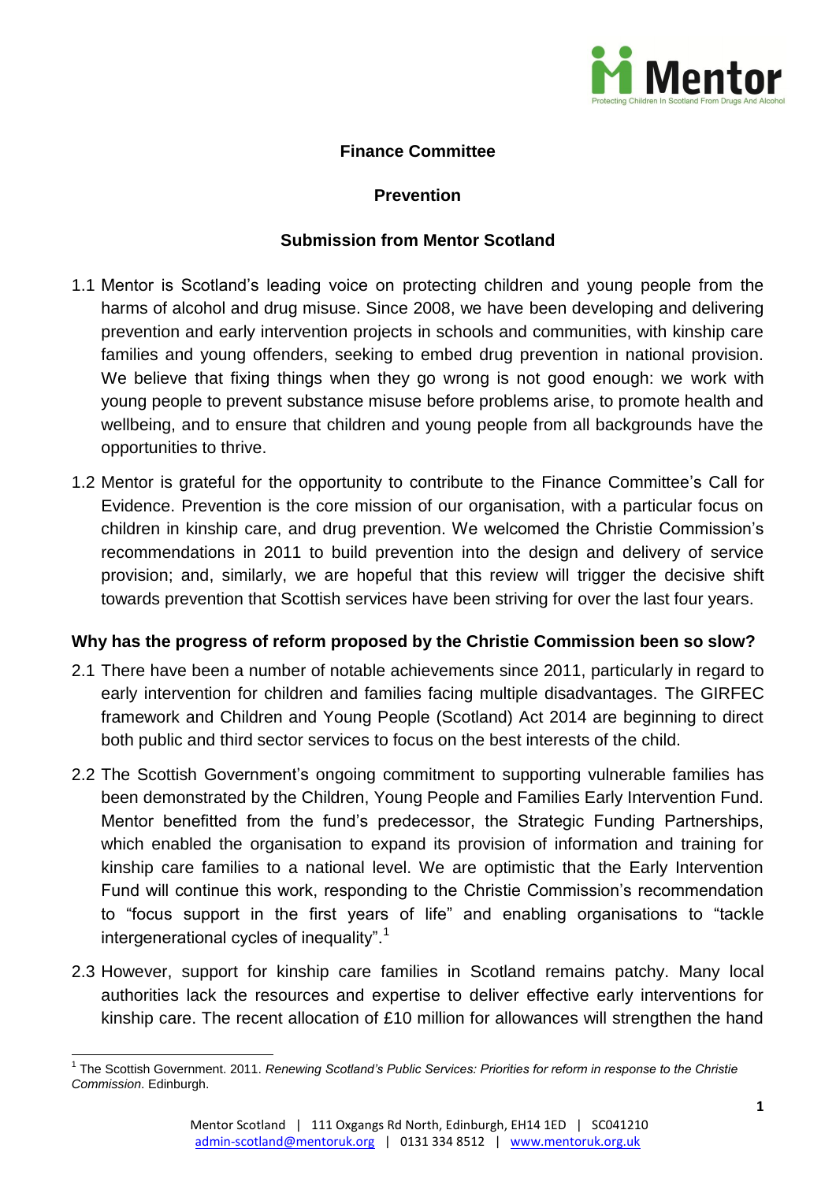**Finance Committee**

**Prevention**

**Submission from Mentor Scotland**

1.1 Mentor is Scotland's leading voice on protecting children and young people from the harms of alcohol and drug misuse. Since 2008, we have been developing and delivering prevention and early intervention projects in schools and communities, with kinship care families and young offenders, seeking to embed drug prevention in national provision. We believe that fixing things when they go wrong is not good enough: we work with young people to prevent substance misuse before problems arise, to promote health and wellbeing, and to ensure that children and young people from all backgrounds have the opportunities to thrive.

1.2 Mentor is grateful for the opportunity to contribute to the Finance Committee's Call for Evidence. Prevention is the core mission of our organisation, with a particular focus on children in kinship care, and drug prevention. We welcomed the Christie Commission's recommendations in 2011 to build prevention into the design and delivery of service provision; and, similarly, we are hopeful that this review will trigger the decisive shift towards prevention that Scottish services have been striving for over the last four years.

### Why has the progress of reform proposed by the Christie Commission been so slow?

2.1 There have been a number of notable achievements since 2011, particularly in regard to early intervention for children and families facing multiple disadvantages. The GIRFEC framework and Children and Young People (Scotland) Act 2014 are beginning to direct both public and third sector services to focus on the best interests of the child.

2.2 The Scottish Government's ongoing commitment to supporting vulnerable families has been demonstrated by the Children, Young People and Families Early Intervention Fund. Mentor benefitted from the fund's predecessor, the Strategic Funding Partnerships, which enabled the organisation to expand its provision of information and training for kinship care families to a national level. We are optimistic that the Early Intervention Fund will continue this work, responding to the Christie Commission's recommendation to "focus support in the first years of life" and enabling organisations to "tackle intergenerational cycles of inequality".[1]

2.3 However, support for kinship care families in Scotland remains patchy. Many local authorities lack the resources and expertise to deliver effective early interventions for kinship care. The recent allocation of £10 million for allowances will strengthen the hand

---

[1] The Scottish Government. 2011. *Renewing Scotland's Public Services: Priorities for reform in response to the Christie Commission*. Edinburgh.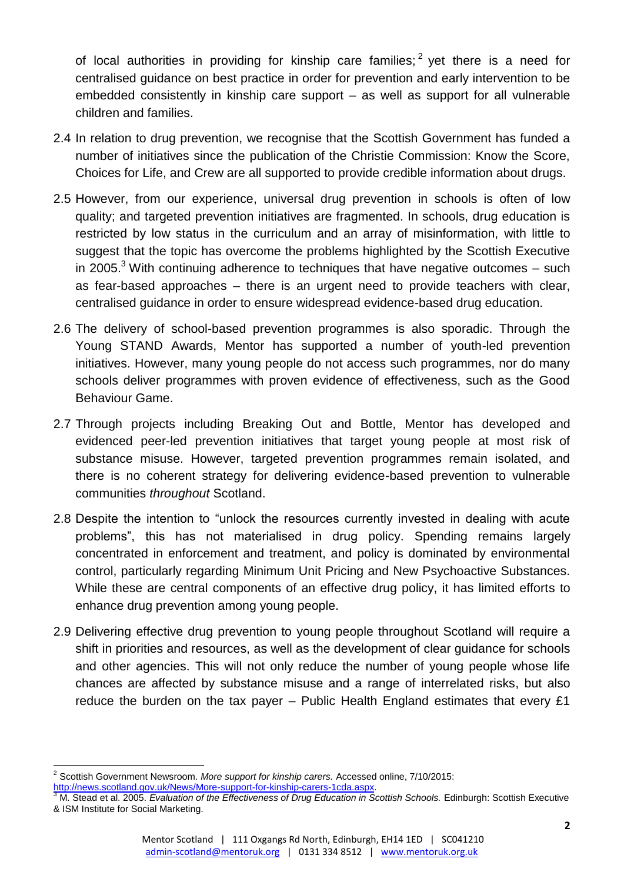of local authorities in providing for kinship care families;[2] yet there is a need for centralised guidance on best practice in order for prevention and early intervention to be embedded consistently in kinship care support – as well as support for all vulnerable children and families.

2.4 In relation to drug prevention, we recognise that the Scottish Government has funded a number of initiatives since the publication of the Christie Commission: Know the Score, Choices for Life, and Crew are all supported to provide credible information about drugs.

2.5 However, from our experience, universal drug prevention in schools is often of low quality; and targeted prevention initiatives are fragmented. In schools, drug education is restricted by low status in the curriculum and an array of misinformation, with little to suggest that the topic has overcome the problems highlighted by the Scottish Executive in 2005.[3] With continuing adherence to techniques that have negative outcomes – such as fear-based approaches – there is an urgent need to provide teachers with clear, centralised guidance in order to ensure widespread evidence-based drug education.

2.6 The delivery of school-based prevention programmes is also sporadic. Through the Young STAND Awards, Mentor has supported a number of youth-led prevention initiatives. However, many young people do not access such programmes, nor do many schools deliver programmes with proven evidence of effectiveness, such as the Good Behaviour Game.

2.7 Through projects including Breaking Out and Bottle, Mentor has developed and evidenced peer-led prevention initiatives that target young people at most risk of substance misuse. However, targeted prevention programmes remain isolated, and there is no coherent strategy for delivering evidence-based prevention to vulnerable communities *throughout* Scotland.

2.8 Despite the intention to "unlock the resources currently invested in dealing with acute problems", this has not materialised in drug policy. Spending remains largely concentrated in enforcement and treatment, and policy is dominated by environmental control, particularly regarding Minimum Unit Pricing and New Psychoactive Substances. While these are central components of an effective drug policy, it has limited efforts to enhance drug prevention among young people.

2.9 Delivering effective drug prevention to young people throughout Scotland will require a shift in priorities and resources, as well as the development of clear guidance for schools and other agencies. This will not only reduce the number of young people whose life chances are affected by substance misuse and a range of interrelated risks, but also reduce the burden on the tax payer – Public Health England estimates that every £1

---

[2] Scottish Government Newsroom. *More support for kinship carers.* Accessed online, 7/10/2015: http://news.scotland.gov.uk/News/More-support-for-kinship-carers-1cda.aspx.

[3] M. Stead et al. 2005. *Evaluation of the Effectiveness of Drug Education in Scottish Schools.* Edinburgh: Scottish Executive & ISM Institute for Social Marketing.

Mentor Scotland | 111 Oxgangs Rd North, Edinburgh, EH14 1ED | SC041210
admin-scotland@mentoruk.org | 0131 334 8512 | www.mentoruk.org.uk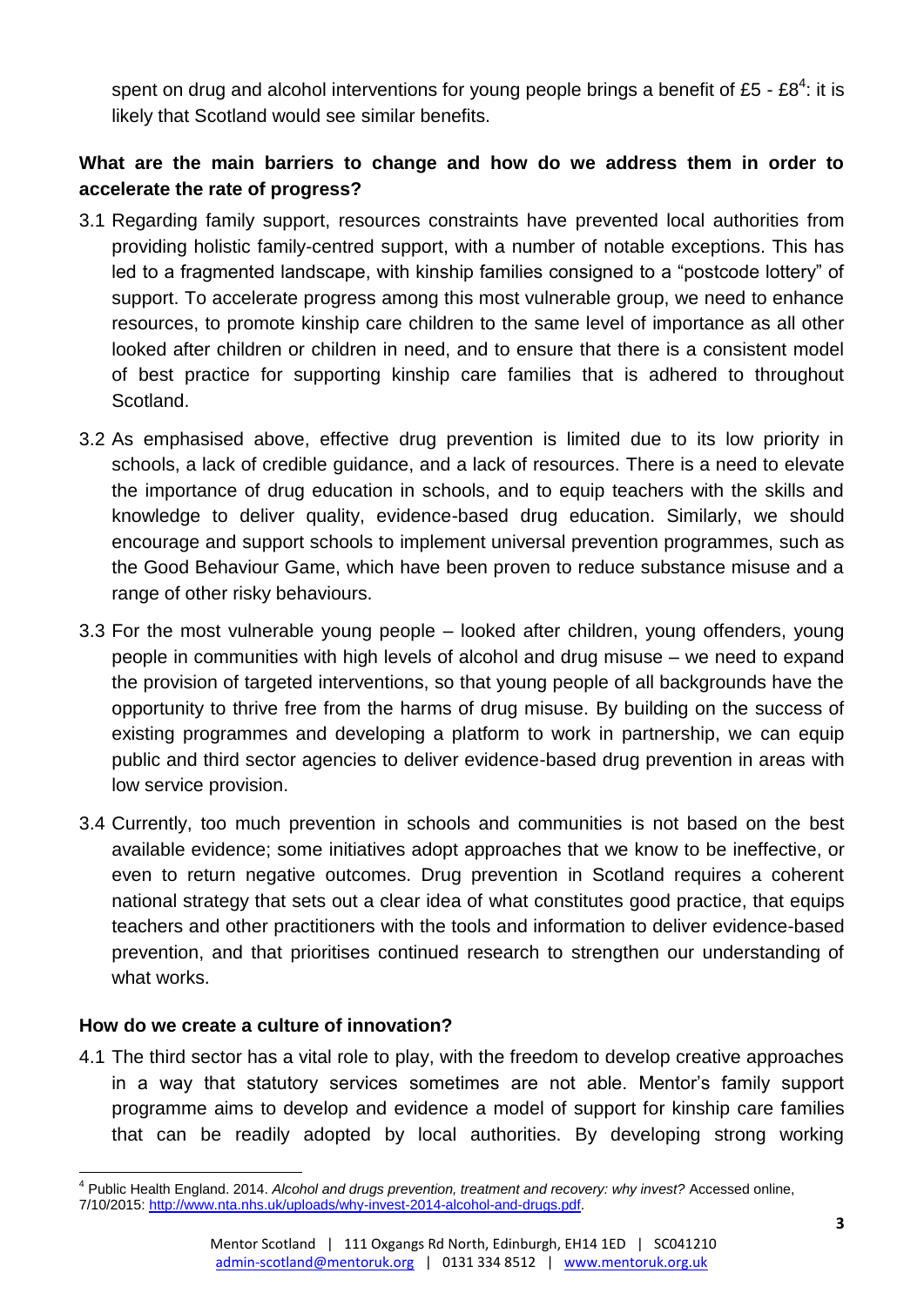spent on drug and alcohol interventions for young people brings a benefit of £5 - £8[4]: it is likely that Scotland would see similar benefits.

**What are the main barriers to change and how do we address them in order to accelerate the rate of progress?**

3.1 Regarding family support, resources constraints have prevented local authorities from providing holistic family-centred support, with a number of notable exceptions. This has led to a fragmented landscape, with kinship families consigned to a "postcode lottery" of support. To accelerate progress among this most vulnerable group, we need to enhance resources, to promote kinship care children to the same level of importance as all other looked after children or children in need, and to ensure that there is a consistent model of best practice for supporting kinship care families that is adhered to throughout Scotland.

3.2 As emphasised above, effective drug prevention is limited due to its low priority in schools, a lack of credible guidance, and a lack of resources. There is a need to elevate the importance of drug education in schools, and to equip teachers with the skills and knowledge to deliver quality, evidence-based drug education. Similarly, we should encourage and support schools to implement universal prevention programmes, such as the Good Behaviour Game, which have been proven to reduce substance misuse and a range of other risky behaviours.

3.3 For the most vulnerable young people – looked after children, young offenders, young people in communities with high levels of alcohol and drug misuse – we need to expand the provision of targeted interventions, so that young people of all backgrounds have the opportunity to thrive free from the harms of drug misuse. By building on the success of existing programmes and developing a platform to work in partnership, we can equip public and third sector agencies to deliver evidence-based drug prevention in areas with low service provision.

3.4 Currently, too much prevention in schools and communities is not based on the best available evidence; some initiatives adopt approaches that we know to be ineffective, or even to return negative outcomes. Drug prevention in Scotland requires a coherent national strategy that sets out a clear idea of what constitutes good practice, that equips teachers and other practitioners with the tools and information to deliver evidence-based prevention, and that prioritises continued research to strengthen our understanding of what works.

**How do we create a culture of innovation?**

4.1 The third sector has a vital role to play, with the freedom to develop creative approaches in a way that statutory services sometimes are not able. Mentor's family support programme aims to develop and evidence a model of support for kinship care families that can be readily adopted by local authorities. By developing strong working

---

[4] Public Health England. 2014. *Alcohol and drugs prevention, treatment and recovery: why invest?* Accessed online, 7/10/2015: http://www.nta.nhs.uk/uploads/why-invest-2014-alcohol-and-drugs.pdf.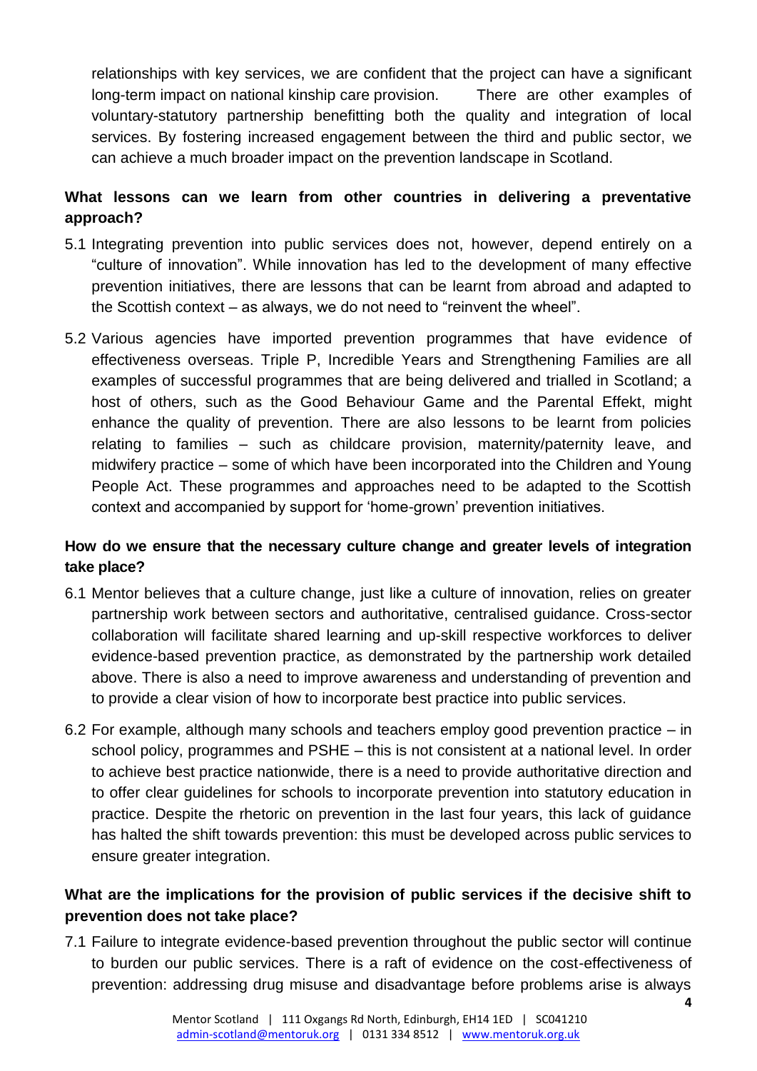relationships with key services, we are confident that the project can have a significant long-term impact on national kinship care provision. There are other examples of voluntary-statutory partnership benefitting both the quality and integration of local services. By fostering increased engagement between the third and public sector, we can achieve a much broader impact on the prevention landscape in Scotland.

**What lessons can we learn from other countries in delivering a preventative approach?**

5.1 Integrating prevention into public services does not, however, depend entirely on a "culture of innovation". While innovation has led to the development of many effective prevention initiatives, there are lessons that can be learnt from abroad and adapted to the Scottish context – as always, we do not need to "reinvent the wheel".

5.2 Various agencies have imported prevention programmes that have evidence of effectiveness overseas. Triple P, Incredible Years and Strengthening Families are all examples of successful programmes that are being delivered and trialled in Scotland; a host of others, such as the Good Behaviour Game and the Parental Effekt, might enhance the quality of prevention. There are also lessons to be learnt from policies relating to families – such as childcare provision, maternity/paternity leave, and midwifery practice – some of which have been incorporated into the Children and Young People Act. These programmes and approaches need to be adapted to the Scottish context and accompanied by support for 'home-grown' prevention initiatives.

**How do we ensure that the necessary culture change and greater levels of integration take place?**

6.1 Mentor believes that a culture change, just like a culture of innovation, relies on greater partnership work between sectors and authoritative, centralised guidance. Cross-sector collaboration will facilitate shared learning and up-skill respective workforces to deliver evidence-based prevention practice, as demonstrated by the partnership work detailed above. There is also a need to improve awareness and understanding of prevention and to provide a clear vision of how to incorporate best practice into public services.

6.2 For example, although many schools and teachers employ good prevention practice – in school policy, programmes and PSHE – this is not consistent at a national level. In order to achieve best practice nationwide, there is a need to provide authoritative direction and to offer clear guidelines for schools to incorporate prevention into statutory education in practice. Despite the rhetoric on prevention in the last four years, this lack of guidance has halted the shift towards prevention: this must be developed across public services to ensure greater integration.

**What are the implications for the provision of public services if the decisive shift to prevention does not take place?**

7.1 Failure to integrate evidence-based prevention throughout the public sector will continue to burden our public services. There is a raft of evidence on the cost-effectiveness of prevention: addressing drug misuse and disadvantage before problems arise is always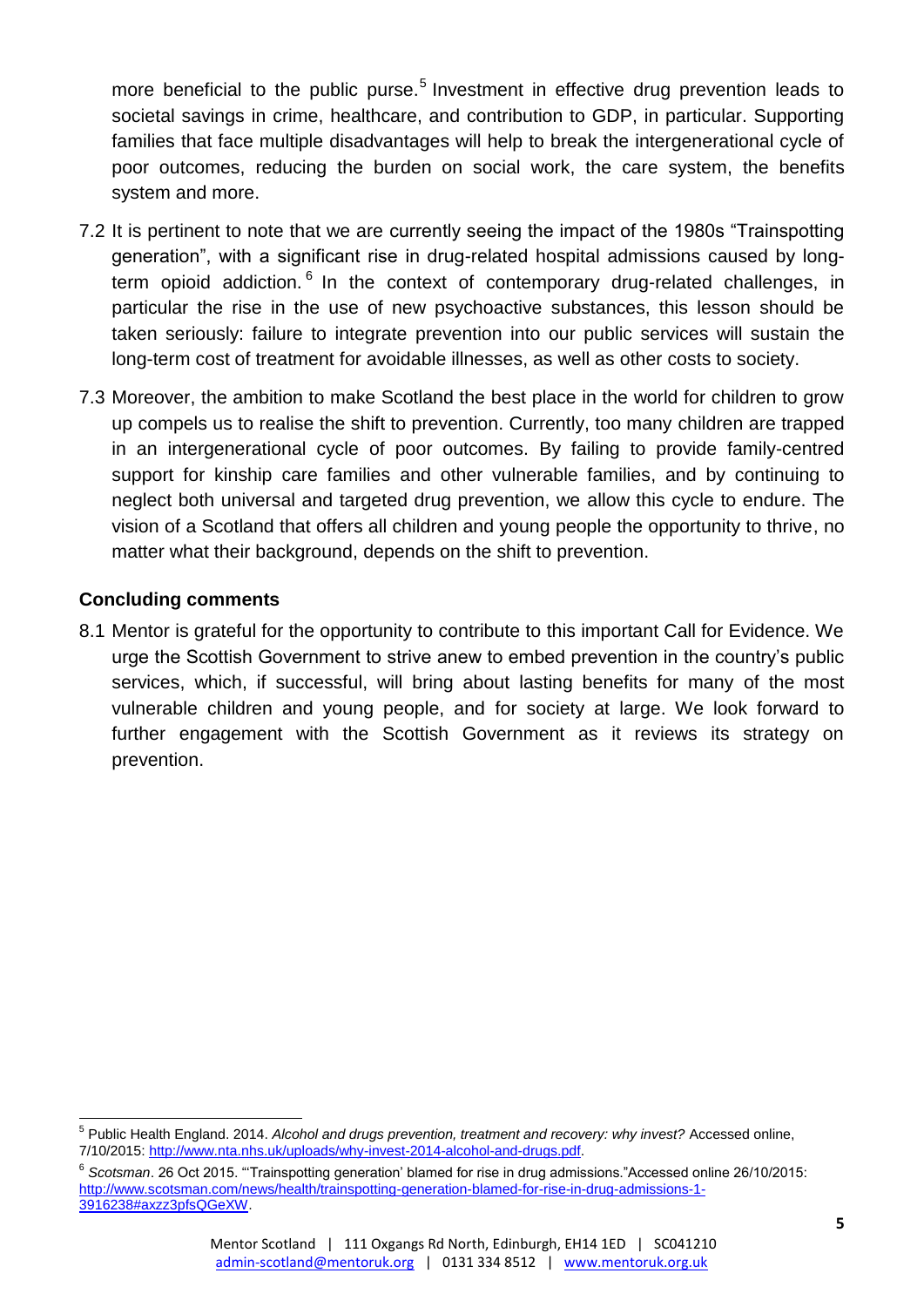more beneficial to the public purse.[5] Investment in effective drug prevention leads to societal savings in crime, healthcare, and contribution to GDP, in particular. Supporting families that face multiple disadvantages will help to break the intergenerational cycle of poor outcomes, reducing the burden on social work, the care system, the benefits system and more.

7.2 It is pertinent to note that we are currently seeing the impact of the 1980s "Trainspotting generation", with a significant rise in drug-related hospital admissions caused by long-term opioid addiction.[6] In the context of contemporary drug-related challenges, in particular the rise in the use of new psychoactive substances, this lesson should be taken seriously: failure to integrate prevention into our public services will sustain the long-term cost of treatment for avoidable illnesses, as well as other costs to society.

7.3 Moreover, the ambition to make Scotland the best place in the world for children to grow up compels us to realise the shift to prevention. Currently, too many children are trapped in an intergenerational cycle of poor outcomes. By failing to provide family-centred support for kinship care families and other vulnerable families, and by continuing to neglect both universal and targeted drug prevention, we allow this cycle to endure. The vision of a Scotland that offers all children and young people the opportunity to thrive, no matter what their background, depends on the shift to prevention.

## Concluding comments

8.1 Mentor is grateful for the opportunity to contribute to this important Call for Evidence. We urge the Scottish Government to strive anew to embed prevention in the country's public services, which, if successful, will bring about lasting benefits for many of the most vulnerable children and young people, and for society at large. We look forward to further engagement with the Scottish Government as it reviews its strategy on prevention.

---

[5] Public Health England. 2014. *Alcohol and drugs prevention, treatment and recovery: why invest?* Accessed online, 7/10/2015: http://www.nta.nhs.uk/uploads/why-invest-2014-alcohol-and-drugs.pdf.

[6] *Scotsman*. 26 Oct 2015. "'Trainspotting generation' blamed for rise in drug admissions."Accessed online 26/10/2015: http://www.scotsman.com/news/health/trainspotting-generation-blamed-for-rise-in-drug-admissions-1-3916238#axzz3pfsQGeXW.

Mentor Scotland | 111 Oxgangs Rd North, Edinburgh, EH14 1ED | SC041210
admin-scotland@mentoruk.org | 0131 334 8512 | www.mentoruk.org.uk